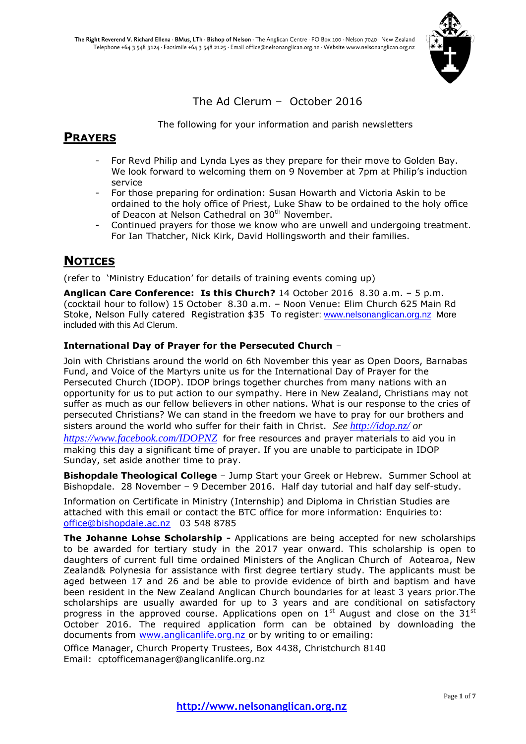The Right Reverend V. Richard Ellena · BMus, LTh · Bishop of Nelson · The Anglican Centre · PO Box 100 · Nelson 7040 · New Zealand
Telephone +64 3 548 3124 · Facsimile +64 3 548 2125 · Email office@nelsonanglican.org.nz · Website www.nelsonanglican.org.nz

# The Ad Clerum – October 2016

The following for your information and parish newsletters

## PRAYERS

- For Revd Philip and Lynda Lyes as they prepare for their move to Golden Bay. We look forward to welcoming them on 9 November at 7pm at Philip's induction service
- For those preparing for ordination: Susan Howarth and Victoria Askin to be ordained to the holy office of Priest, Luke Shaw to be ordained to the holy office of Deacon at Nelson Cathedral on 30th November.
- Continued prayers for those we know who are unwell and undergoing treatment. For Ian Thatcher, Nick Kirk, David Hollingsworth and their families.

## NOTICES

(refer to 'Ministry Education' for details of training events coming up)

**Anglican Care Conference: Is this Church?** 14 October 2016 8.30 a.m. – 5 p.m. (cocktail hour to follow) 15 October 8.30 a.m. – Noon Venue: Elim Church 625 Main Rd Stoke, Nelson Fully catered Registration $35 To register: www.nelsonanglican.org.nz More included with this Ad Clerum.

**International Day of Prayer for the Persecuted Church** –

Join with Christians around the world on 6th November this year as Open Doors, Barnabas Fund, and Voice of the Martyrs unite us for the International Day of Prayer for the Persecuted Church (IDOP). IDOP brings together churches from many nations with an opportunity for us to put action to our sympathy. Here in New Zealand, Christians may not suffer as much as our fellow believers in other nations. What is our response to the cries of persecuted Christians? We can stand in the freedom we have to pray for our brothers and sisters around the world who suffer for their faith in Christ. *See http://idop.nz/ or https://www.facebook.com/IDOPNZ* for free resources and prayer materials to aid you in making this day a significant time of prayer. If you are unable to participate in IDOP Sunday, set aside another time to pray.

**Bishopdale Theological College** – Jump Start your Greek or Hebrew. Summer School at Bishopdale. 28 November – 9 December 2016. Half day tutorial and half day self-study.

Information on Certificate in Ministry (Internship) and Diploma in Christian Studies are attached with this email or contact the BTC office for more information: Enquiries to: office@bishopdale.ac.nz 03 548 8785

**The Johanne Lohse Scholarship -** Applications are being accepted for new scholarships to be awarded for tertiary study in the 2017 year onward. This scholarship is open to daughters of current full time ordained Ministers of the Anglican Church of Aotearoa, New Zealand& Polynesia for assistance with first degree tertiary study. The applicants must be aged between 17 and 26 and be able to provide evidence of birth and baptism and have been resident in the New Zealand Anglican Church boundaries for at least 3 years prior.The scholarships are usually awarded for up to 3 years and are conditional on satisfactory progress in the approved course. Applications open on 1st August and close on the 31st October 2016. The required application form can be obtained by downloading the documents from www.anglicanlife.org.nz or by writing to or emailing:

Office Manager, Church Property Trustees, Box 4438, Christchurch 8140
Email: cptofficemanager@anglicanlife.org.nz

http://www.nelsonanglican.org.nz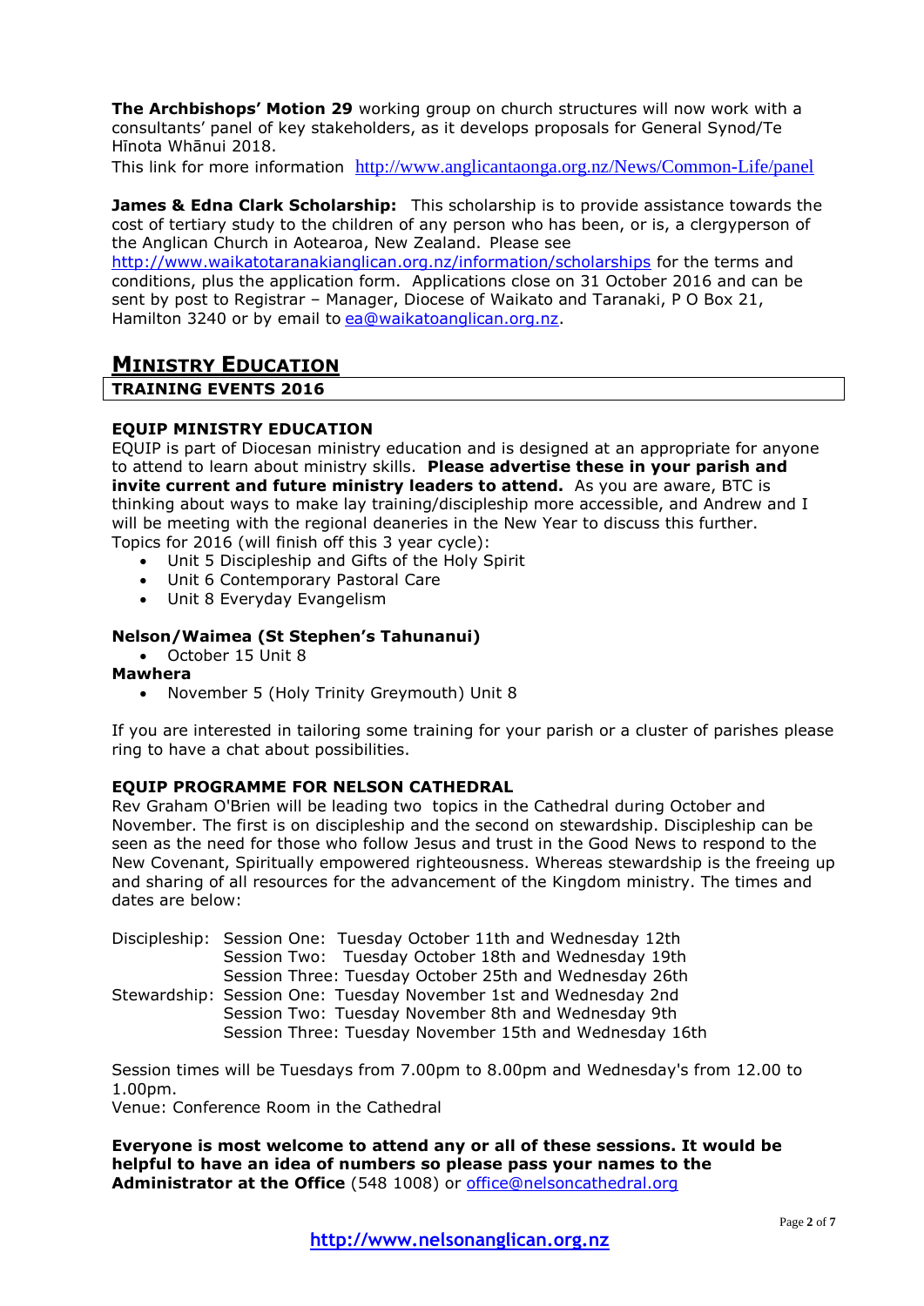**The Archbishops' Motion 29** working group on church structures will now work with a consultants' panel of key stakeholders, as it develops proposals for General Synod/Te Hīnota Whānui 2018.
This link for more information http://www.anglicantaonga.org.nz/News/Common-Life/panel

**James & Edna Clark Scholarship:** This scholarship is to provide assistance towards the cost of tertiary study to the children of any person who has been, or is, a clergyperson of the Anglican Church in Aotearoa, New Zealand. Please see http://www.waikatotaranakianglican.org.nz/information/scholarships for the terms and conditions, plus the application form. Applications close on 31 October 2016 and can be sent by post to Registrar – Manager, Diocese of Waikato and Taranaki, P O Box 21, Hamilton 3240 or by email to ea@waikatoanglican.org.nz.

## MINISTRY EDUCATION

**TRAINING EVENTS 2016**

### EQUIP MINISTRY EDUCATION

EQUIP is part of Diocesan ministry education and is designed at an appropriate for anyone to attend to learn about ministry skills. **Please advertise these in your parish and invite current and future ministry leaders to attend.** As you are aware, BTC is thinking about ways to make lay training/discipleship more accessible, and Andrew and I will be meeting with the regional deaneries in the New Year to discuss this further.
Topics for 2016 (will finish off this 3 year cycle):

- Unit 5 Discipleship and Gifts of the Holy Spirit
- Unit 6 Contemporary Pastoral Care
- Unit 8 Everyday Evangelism

**Nelson/Waimea (St Stephen's Tahunanui)**

- October 15 Unit 8

**Mawhera**

- November 5 (Holy Trinity Greymouth) Unit 8

If you are interested in tailoring some training for your parish or a cluster of parishes please ring to have a chat about possibilities.

### EQUIP PROGRAMME FOR NELSON CATHEDRAL

Rev Graham O'Brien will be leading two topics in the Cathedral during October and November. The first is on discipleship and the second on stewardship. Discipleship can be seen as the need for those who follow Jesus and trust in the Good News to respond to the New Covenant, Spiritually empowered righteousness. Whereas stewardship is the freeing up and sharing of all resources for the advancement of the Kingdom ministry. The times and dates are below:

Discipleship: Session One: Tuesday October 11th and Wednesday 12th
Session Two: Tuesday October 18th and Wednesday 19th
Session Three: Tuesday October 25th and Wednesday 26th
Stewardship: Session One: Tuesday November 1st and Wednesday 2nd
Session Two: Tuesday November 8th and Wednesday 9th
Session Three: Tuesday November 15th and Wednesday 16th

Session times will be Tuesdays from 7.00pm to 8.00pm and Wednesday's from 12.00 to 1.00pm.
Venue: Conference Room in the Cathedral

**Everyone is most welcome to attend any or all of these sessions. It would be helpful to have an idea of numbers so please pass your names to the Administrator at the Office** (548 1008) or office@nelsoncathedral.org

http://www.nelsonanglican.org.nz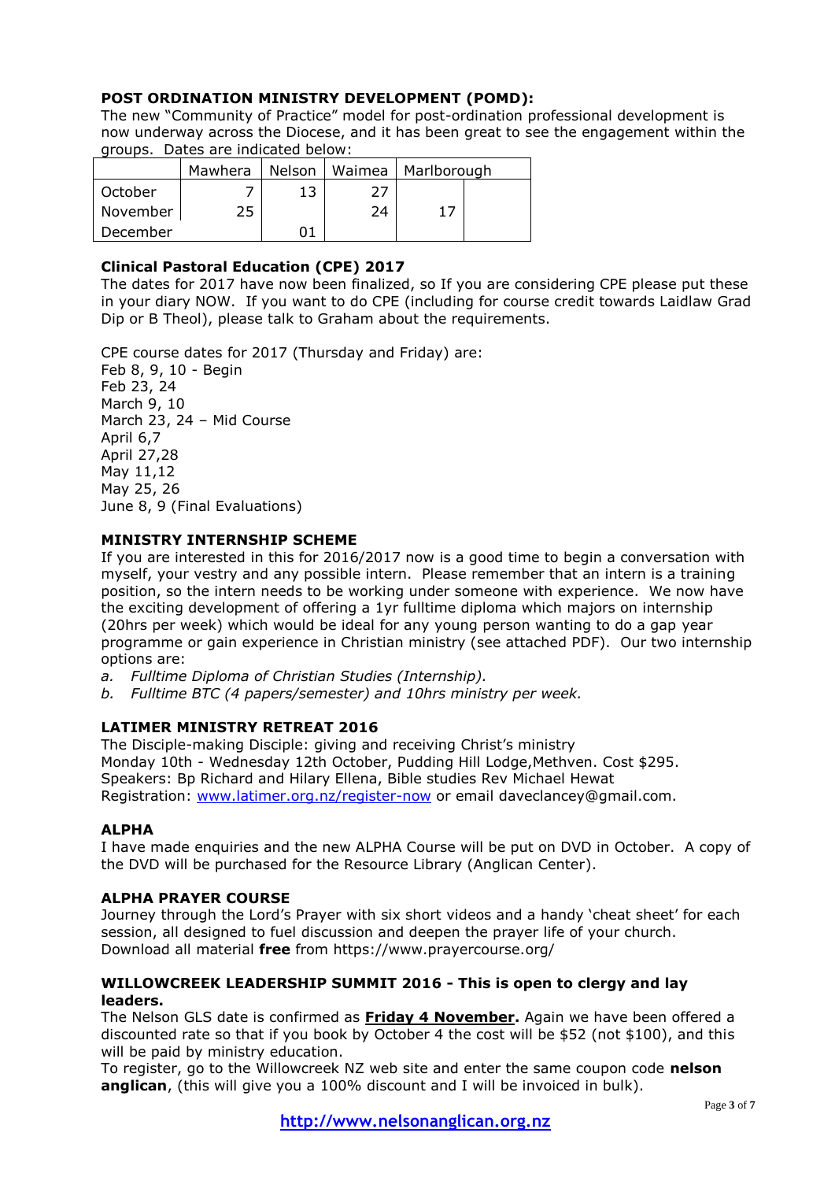**POST ORDINATION MINISTRY DEVELOPMENT (POMD):**

The new "Community of Practice" model for post-ordination professional development is now underway across the Diocese, and it has been great to see the engagement within the groups. Dates are indicated below:

| | Mawhera | Nelson | Waimea | Marlborough | |
|---|---|---|---|---|---|
| October | 7 | 13 | 27 | | |
| November | 25 | | 24 | 17 | |
| December | | 01 | | | |

**Clinical Pastoral Education (CPE) 2017**

The dates for 2017 have now been finalized, so If you are considering CPE please put these in your diary NOW. If you want to do CPE (including for course credit towards Laidlaw Grad Dip or B Theol), please talk to Graham about the requirements.

CPE course dates for 2017 (Thursday and Friday) are:
Feb 8, 9, 10 - Begin
Feb 23, 24
March 9, 10
March 23, 24 – Mid Course
April 6,7
April 27,28
May 11,12
May 25, 26
June 8, 9 (Final Evaluations)

**MINISTRY INTERNSHIP SCHEME**

If you are interested in this for 2016/2017 now is a good time to begin a conversation with myself, your vestry and any possible intern. Please remember that an intern is a training position, so the intern needs to be working under someone with experience. We now have the exciting development of offering a 1yr fulltime diploma which majors on internship (20hrs per week) which would be ideal for any young person wanting to do a gap year programme or gain experience in Christian ministry (see attached PDF). Our two internship options are:

a. *Fulltime Diploma of Christian Studies (Internship).*
b. *Fulltime BTC (4 papers/semester) and 10hrs ministry per week.*

**LATIMER MINISTRY RETREAT 2016**

The Disciple-making Disciple: giving and receiving Christ's ministry
Monday 10th - Wednesday 12th October, Pudding Hill Lodge,Methven. Cost $295.
Speakers: Bp Richard and Hilary Ellena, Bible studies Rev Michael Hewat
Registration: www.latimer.org.nz/register-now or email daveclancey@gmail.com.

**ALPHA**

I have made enquiries and the new ALPHA Course will be put on DVD in October. A copy of the DVD will be purchased for the Resource Library (Anglican Center).

**ALPHA PRAYER COURSE**

Journey through the Lord's Prayer with six short videos and a handy 'cheat sheet' for each session, all designed to fuel discussion and deepen the prayer life of your church.
Download all material **free** from https://www.prayercourse.org/

**WILLOWCREEK LEADERSHIP SUMMIT 2016 - This is open to clergy and lay leaders.**

The Nelson GLS date is confirmed as **Friday 4 November.** Again we have been offered a discounted rate so that if you book by October 4 the cost will be $52 (not $100), and this will be paid by ministry education.
To register, go to the Willowcreek NZ web site and enter the same coupon code **nelson anglican**, (this will give you a 100% discount and I will be invoiced in bulk).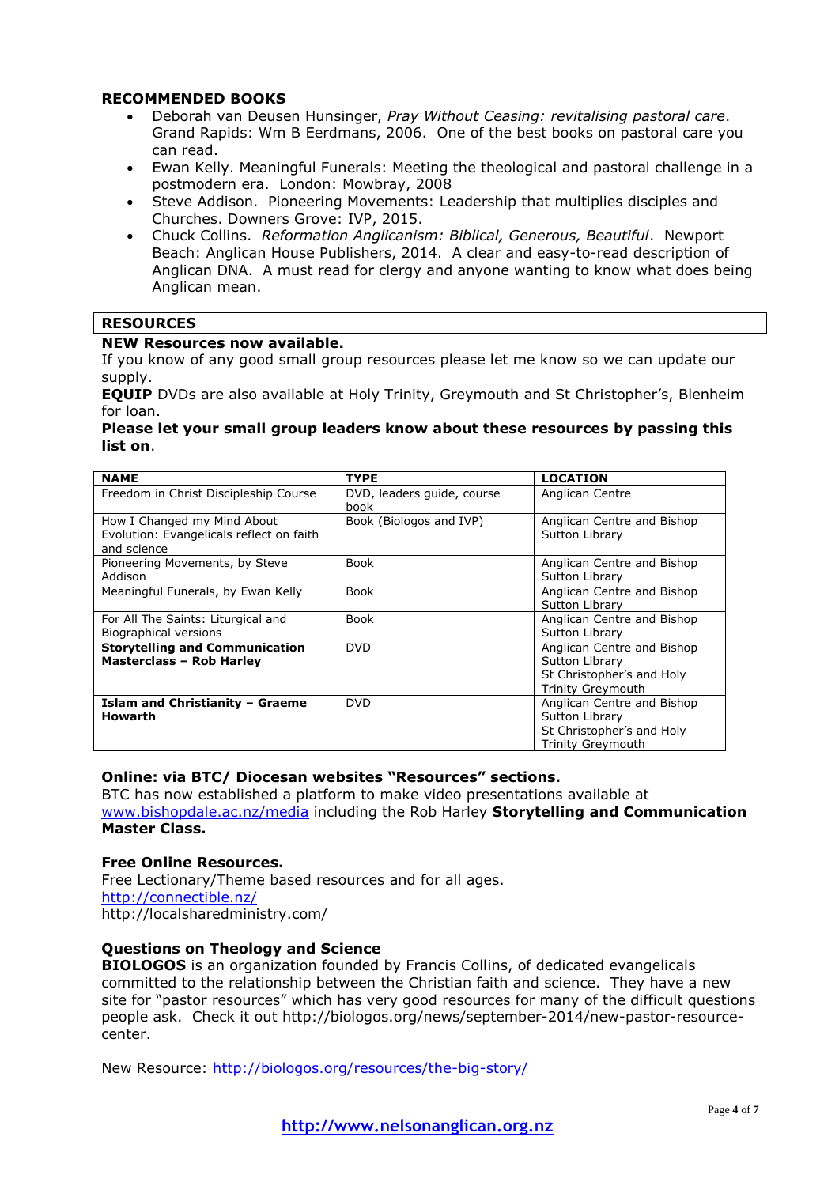## RECOMMENDED BOOKS

- Deborah van Deusen Hunsinger, *Pray Without Ceasing: revitalising pastoral care*. Grand Rapids: Wm B Eerdmans, 2006. One of the best books on pastoral care you can read.
- Ewan Kelly. Meaningful Funerals: Meeting the theological and pastoral challenge in a postmodern era. London: Mowbray, 2008
- Steve Addison. Pioneering Movements: Leadership that multiplies disciples and Churches. Downers Grove: IVP, 2015.
- Chuck Collins. *Reformation Anglicanism: Biblical, Generous, Beautiful*. Newport Beach: Anglican House Publishers, 2014. A clear and easy-to-read description of Anglican DNA. A must read for clergy and anyone wanting to know what does being Anglican mean.

## RESOURCES

**NEW Resources now available.**

If you know of any good small group resources please let me know so we can update our supply.

**EQUIP** DVDs are also available at Holy Trinity, Greymouth and St Christopher's, Blenheim for loan.

**Please let your small group leaders know about these resources by passing this list on**.

| NAME | TYPE | LOCATION |
|---|---|---|
| Freedom in Christ Discipleship Course | DVD, leaders guide, course book | Anglican Centre |
| How I Changed my Mind About Evolution: Evangelicals reflect on faith and science | Book (Biologos and IVP) | Anglican Centre and Bishop Sutton Library |
| Pioneering Movements, by Steve Addison | Book | Anglican Centre and Bishop Sutton Library |
| Meaningful Funerals, by Ewan Kelly | Book | Anglican Centre and Bishop Sutton Library |
| For All The Saints: Liturgical and Biographical versions | Book | Anglican Centre and Bishop Sutton Library |
| **Storytelling and Communication Masterclass – Rob Harley** | DVD | Anglican Centre and Bishop Sutton Library St Christopher's and Holy Trinity Greymouth |
| **Islam and Christianity – Graeme Howarth** | DVD | Anglican Centre and Bishop Sutton Library St Christopher's and Holy Trinity Greymouth |

**Online: via BTC/ Diocesan websites "Resources" sections.**

BTC has now established a platform to make video presentations available at www.bishopdale.ac.nz/media including the Rob Harley **Storytelling and Communication Master Class.**

**Free Online Resources.**

Free Lectionary/Theme based resources and for all ages.
http://connectible.nz/
http://localsharedministry.com/

**Questions on Theology and Science**

**BIOLOGOS** is an organization founded by Francis Collins, of dedicated evangelicals committed to the relationship between the Christian faith and science. They have a new site for "pastor resources" which has very good resources for many of the difficult questions people ask. Check it out http://biologos.org/news/september-2014/new-pastor-resource-center.

New Resource: http://biologos.org/resources/the-big-story/

http://www.nelsonanglican.org.nz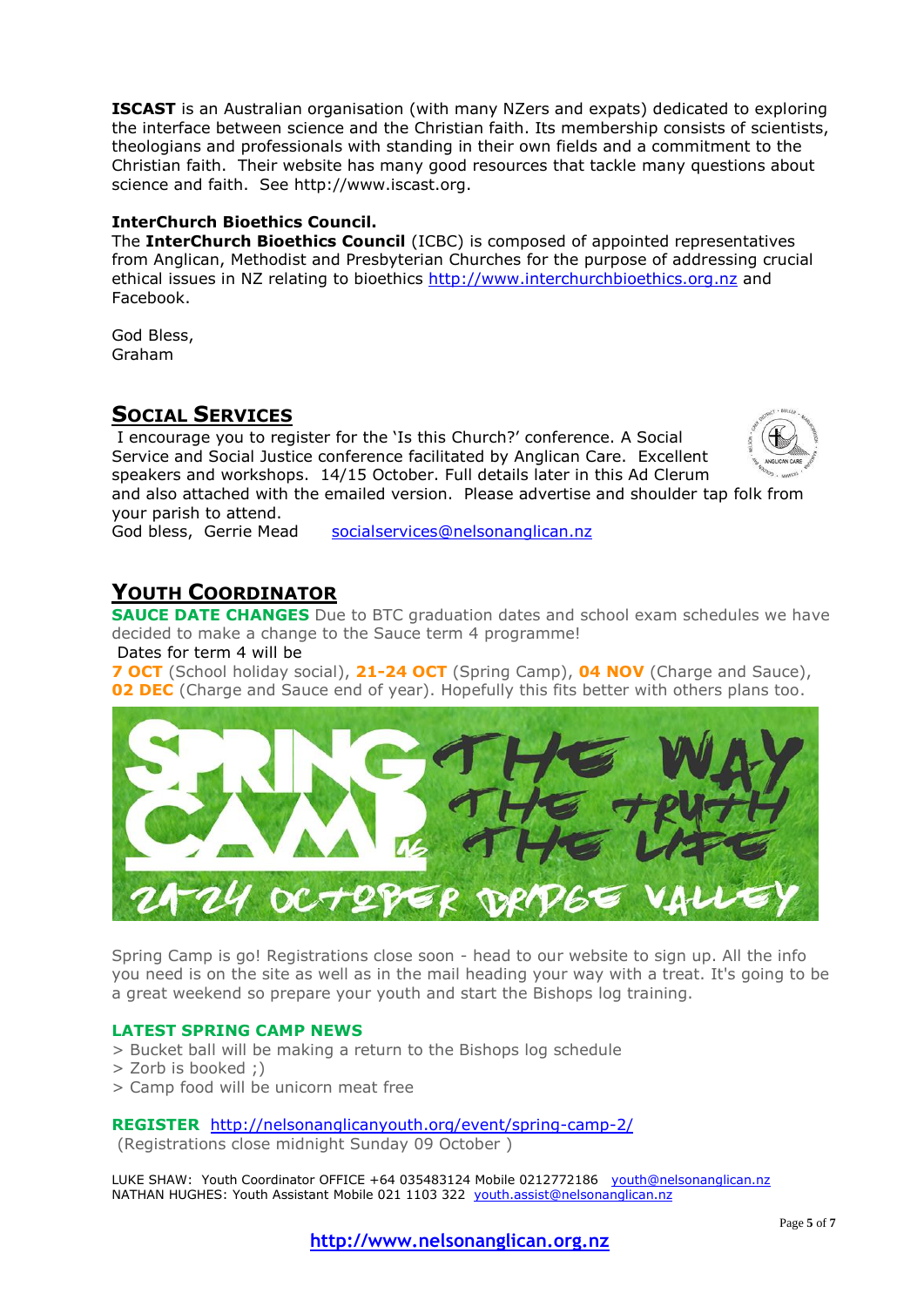**ISCAST** is an Australian organisation (with many NZers and expats) dedicated to exploring the interface between science and the Christian faith. Its membership consists of scientists, theologians and professionals with standing in their own fields and a commitment to the Christian faith. Their website has many good resources that tackle many questions about science and faith. See http://www.iscast.org.

**InterChurch Bioethics Council.**

The **InterChurch Bioethics Council** (ICBC) is composed of appointed representatives from Anglican, Methodist and Presbyterian Churches for the purpose of addressing crucial ethical issues in NZ relating to bioethics http://www.interchurchbioethics.org.nz and Facebook.

God Bless,
Graham

## Social Services

I encourage you to register for the 'Is this Church?' conference. A Social Service and Social Justice conference facilitated by Anglican Care. Excellent speakers and workshops. 14/15 October. Full details later in this Ad Clerum and also attached with the emailed version. Please advertise and shoulder tap folk from your parish to attend.

God bless, Gerrie Mead socialservices@nelsonanglican.nz

## Youth Coordinator

**SAUCE DATE CHANGES** Due to BTC graduation dates and school exam schedules we have decided to make a change to the Sauce term 4 programme!

Dates for term 4 will be

**7 OCT** (School holiday social), **21-24 OCT** (Spring Camp), **04 NOV** (Charge and Sauce), **02 DEC** (Charge and Sauce end of year). Hopefully this fits better with others plans too.

Spring Camp is go! Registrations close soon - head to our website to sign up. All the info you need is on the site as well as in the mail heading your way with a treat. It's going to be a great weekend so prepare your youth and start the Bishops log training.

**LATEST SPRING CAMP NEWS**

> Bucket ball will be making a return to the Bishops log schedule
> Zorb is booked ;)
> Camp food will be unicorn meat free

**REGISTER** http://nelsonanglicanyouth.org/event/spring-camp-2/
(Registrations close midnight Sunday 09 October )

LUKE SHAW: Youth Coordinator OFFICE +64 035483124 Mobile 0212772186 youth@nelsonanglican.nz
NATHAN HUGHES: Youth Assistant Mobile 021 1103 322 youth.assist@nelsonanglican.nz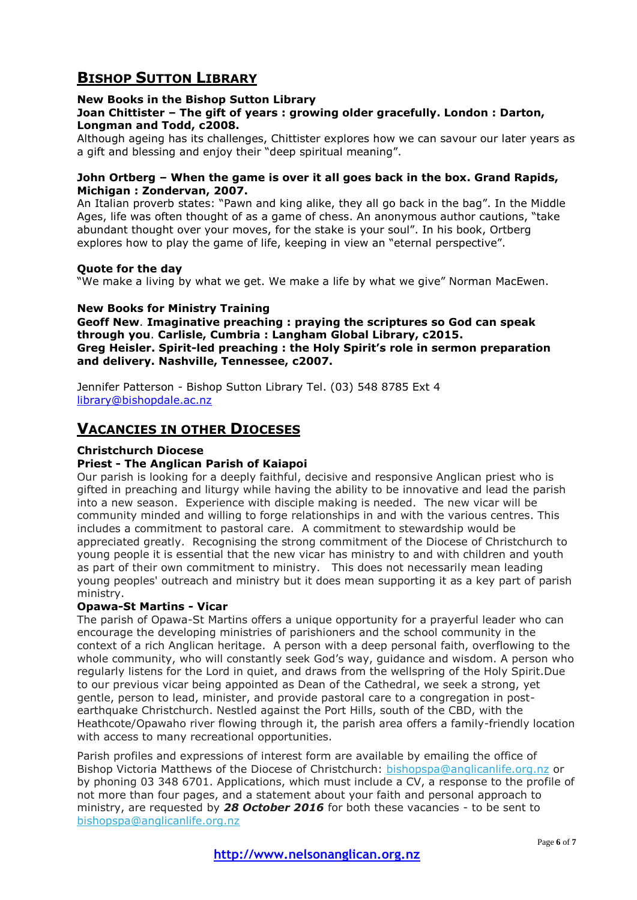## Bishop Sutton Library

**New Books in the Bishop Sutton Library**
**Joan Chittister – The gift of years : growing older gracefully. London : Darton, Longman and Todd, c2008.**
Although ageing has its challenges, Chittister explores how we can savour our later years as a gift and blessing and enjoy their "deep spiritual meaning".

**John Ortberg – When the game is over it all goes back in the box. Grand Rapids, Michigan : Zondervan, 2007.**
An Italian proverb states: "Pawn and king alike, they all go back in the bag". In the Middle Ages, life was often thought of as a game of chess. An anonymous author cautions, "take abundant thought over your moves, for the stake is your soul". In his book, Ortberg explores how to play the game of life, keeping in view an "eternal perspective".

**Quote for the day**
"We make a living by what we get. We make a life by what we give" Norman MacEwen.

**New Books for Ministry Training**
**Geoff New**. **Imaginative preaching : praying the scriptures so God can speak through you**. **Carlisle, Cumbria : Langham Global Library, c2015.**
**Greg Heisler. Spirit-led preaching : the Holy Spirit's role in sermon preparation and delivery. Nashville, Tennessee, c2007.**

Jennifer Patterson - Bishop Sutton Library Tel. (03) 548 8785 Ext 4
library@bishopdale.ac.nz

## Vacancies in other Dioceses

**Christchurch Diocese**
**Priest - The Anglican Parish of Kaiapoi**
Our parish is looking for a deeply faithful, decisive and responsive Anglican priest who is gifted in preaching and liturgy while having the ability to be innovative and lead the parish into a new season. Experience with disciple making is needed. The new vicar will be community minded and willing to forge relationships in and with the various centres. This includes a commitment to pastoral care. A commitment to stewardship would be appreciated greatly. Recognising the strong commitment of the Diocese of Christchurch to young people it is essential that the new vicar has ministry to and with children and youth as part of their own commitment to ministry. This does not necessarily mean leading young peoples' outreach and ministry but it does mean supporting it as a key part of parish ministry.

**Opawa-St Martins - Vicar**
The parish of Opawa-St Martins offers a unique opportunity for a prayerful leader who can encourage the developing ministries of parishioners and the school community in the context of a rich Anglican heritage. A person with a deep personal faith, overflowing to the whole community, who will constantly seek God's way, guidance and wisdom. A person who regularly listens for the Lord in quiet, and draws from the wellspring of the Holy Spirit.Due to our previous vicar being appointed as Dean of the Cathedral, we seek a strong, yet gentle, person to lead, minister, and provide pastoral care to a congregation in post-earthquake Christchurch. Nestled against the Port Hills, south of the CBD, with the Heathcote/Opawaho river flowing through it, the parish area offers a family-friendly location with access to many recreational opportunities.

Parish profiles and expressions of interest form are available by emailing the office of Bishop Victoria Matthews of the Diocese of Christchurch: bishopspa@anglicanlife.org.nz or by phoning 03 348 6701. Applications, which must include a CV, a response to the profile of not more than four pages, and a statement about your faith and personal approach to ministry, are requested by ***28 October 2016*** for both these vacancies - to be sent to bishopspa@anglicanlife.org.nz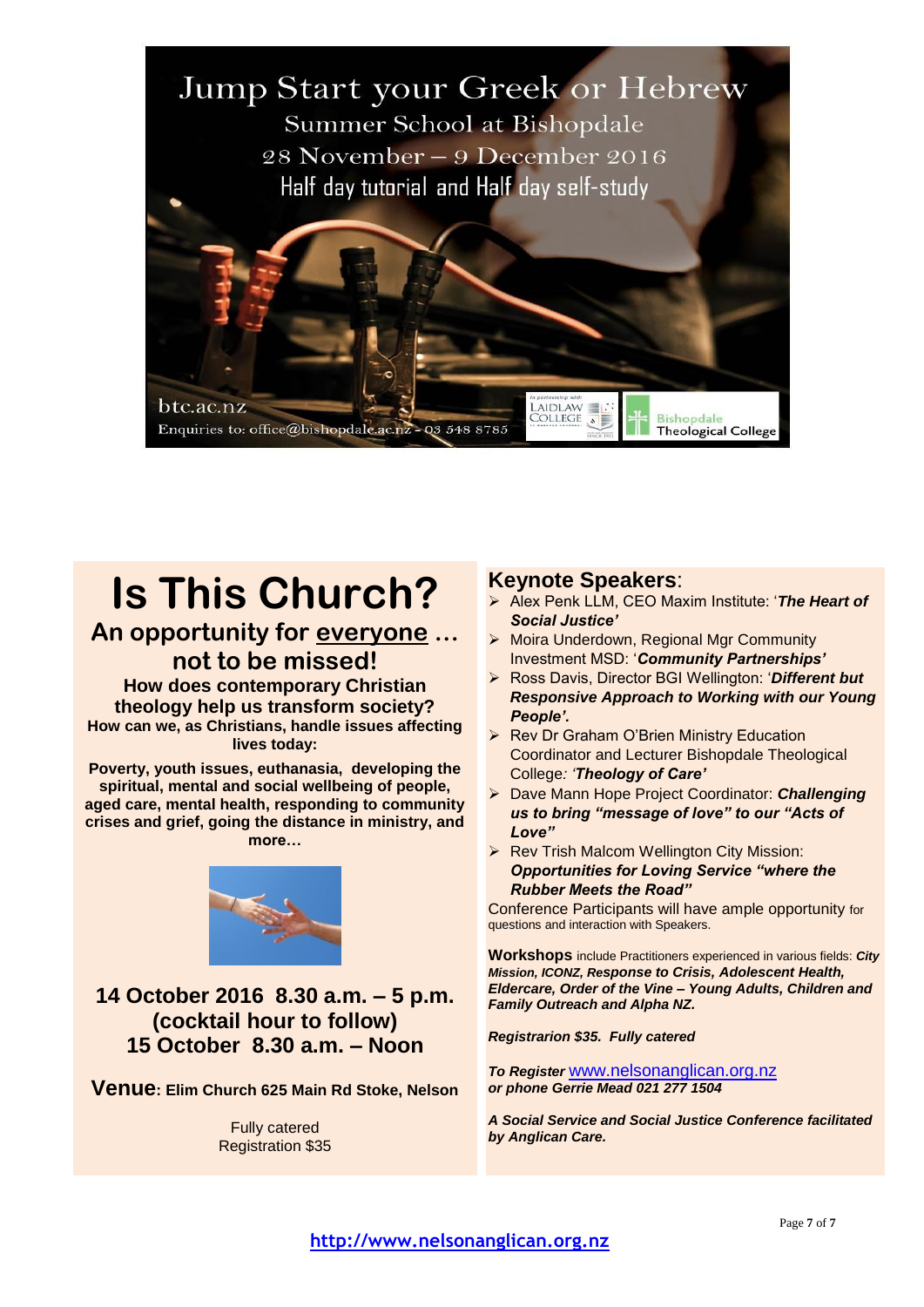# Jump Start your Greek or Hebrew

Summer School at Bishopdale

28 November – 9 December 2016

Half day tutorial and Half day self-study

btc.ac.nz

Enquiries to: office@bishopdale.ac.nz - 03 548 8785

In partnership with Laidlaw College — Bishopdale Theological College

# Is This Church?

## An opportunity for everyone … not to be missed!

**How does contemporary Christian theology help us transform society?**

**How can we, as Christians, handle issues affecting lives today:**

**Poverty, youth issues, euthanasia, developing the spiritual, mental and social wellbeing of people, aged care, mental health, responding to community crises and grief, going the distance in ministry, and more…**

**14 October 2016 8.30 a.m. – 5 p.m. (cocktail hour to follow)**

**15 October 8.30 a.m. – Noon**

**Venue: Elim Church 625 Main Rd Stoke, Nelson**

Fully catered

Registration $35

## Keynote Speakers:

- Alex Penk LLM, CEO Maxim Institute: '***The Heart of Social Justice'***
- Moira Underdown, Regional Mgr Community Investment MSD: '***Community Partnerships'***
- Ross Davis, Director BGI Wellington: '***Different but Responsive Approach to Working with our Young People'.***
- Rev Dr Graham O'Brien Ministry Education Coordinator and Lecturer Bishopdale Theological College*: 'Theology of Care'*
- Dave Mann Hope Project Coordinator: ***Challenging us to bring "message of love" to our "Acts of Love"***
- Rev Trish Malcom Wellington City Mission: ***Opportunities for Loving Service "where the Rubber Meets the Road"***

Conference Participants will have ample opportunity for questions and interaction with Speakers.

**Workshops** include Practitioners experienced in various fields: ***City Mission, ICONZ, Response to Crisis, Adolescent Health, Eldercare, Order of the Vine – Young Adults, Children and Family Outreach and Alpha NZ.***

***Registrarion $35. Fully catered***

***To Register*** www.nelsonanglican.org.nz
***or phone Gerrie Mead 021 277 1504***

***A Social Service and Social Justice Conference facilitated by Anglican Care.***

http://www.nelsonanglican.org.nz